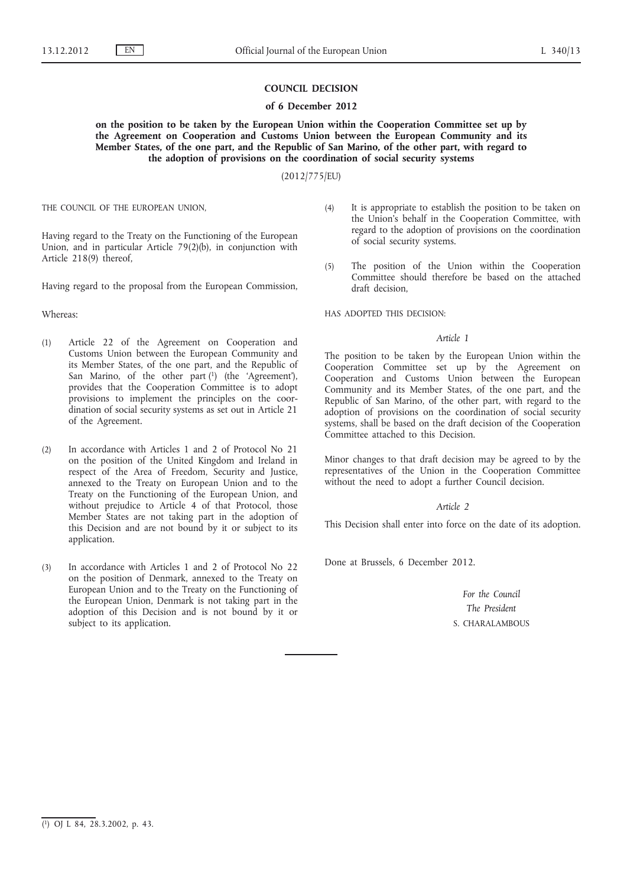# COUNCIL DECISION

## of 6 December 2012

### on the position to be taken by the European Union within the Cooperation Committee set up by the Agreement on Cooperation and Customs Union between the European Community and its Member States, of the one part, and the Republic of San Marino, of the other part, with regard to the adoption of provisions on the coordination of social security systems

(2012/775/EU)

THE COUNCIL OF THE EUROPEAN UNION,

Having regard to the Treaty on the Functioning of the European Union, and in particular Article 79(2)(b), in conjunction with Article 218(9) thereof,

Having regard to the proposal from the European Commission,

Whereas:

(1) Article 22 of the Agreement on Cooperation and Customs Union between the European Community and its Member States, of the one part, and the Republic of San Marino, of the other part [1] (the 'Agreement'), provides that the Cooperation Committee is to adopt provisions to implement the principles on the coordination of social security systems as set out in Article 21 of the Agreement.

(2) In accordance with Articles 1 and 2 of Protocol No 21 on the position of the United Kingdom and Ireland in respect of the Area of Freedom, Security and Justice, annexed to the Treaty on European Union and to the Treaty on the Functioning of the European Union, and without prejudice to Article 4 of that Protocol, those Member States are not taking part in the adoption of this Decision and are not bound by it or subject to its application.

(3) In accordance with Articles 1 and 2 of Protocol No 22 on the position of Denmark, annexed to the Treaty on European Union and to the Treaty on the Functioning of the European Union, Denmark is not taking part in the adoption of this Decision and is not bound by it or subject to its application.

(4) It is appropriate to establish the position to be taken on the Union's behalf in the Cooperation Committee, with regard to the adoption of provisions on the coordination of social security systems.

(5) The position of the Union within the Cooperation Committee should therefore be based on the attached draft decision,

HAS ADOPTED THIS DECISION:

*Article 1*

The position to be taken by the European Union within the Cooperation Committee set up by the Agreement on Cooperation and Customs Union between the European Community and its Member States, of the one part, and the Republic of San Marino, of the other part, with regard to the adoption of provisions on the coordination of social security systems, shall be based on the draft decision of the Cooperation Committee attached to this Decision.

Minor changes to that draft decision may be agreed to by the representatives of the Union in the Cooperation Committee without the need to adopt a further Council decision.

*Article 2*

This Decision shall enter into force on the date of its adoption.

Done at Brussels, 6 December 2012.

*For the Council*

*The President*

S. CHARALAMBOUS

---

[1] OJ L 84, 28.3.2002, p. 43.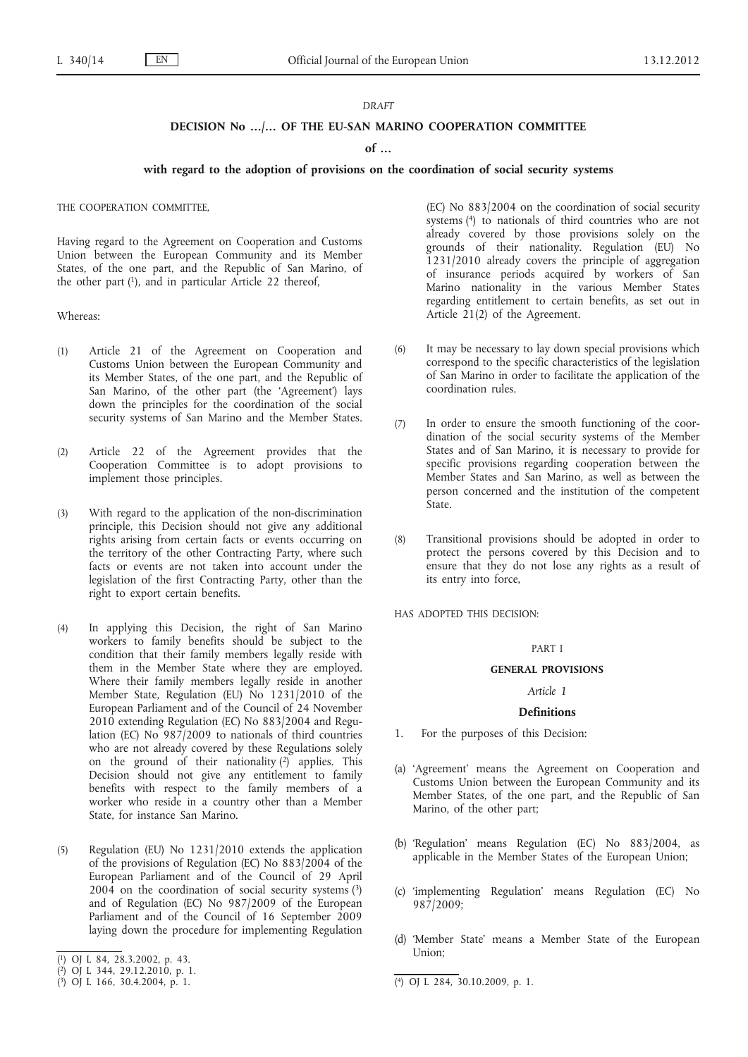*DRAFT*

**DECISION No …/… OF THE EU-SAN MARINO COOPERATION COMMITTEE**

**of …**

**with regard to the adoption of provisions on the coordination of social security systems**

THE COOPERATION COMMITTEE,

Having regard to the Agreement on Cooperation and Customs Union between the European Community and its Member States, of the one part, and the Republic of San Marino, of the other part [1], and in particular Article 22 thereof,

Whereas:

(1) Article 21 of the Agreement on Cooperation and Customs Union between the European Community and its Member States, of the one part, and the Republic of San Marino, of the other part (the 'Agreement') lays down the principles for the coordination of the social security systems of San Marino and the Member States.

(2) Article 22 of the Agreement provides that the Cooperation Committee is to adopt provisions to implement those principles.

(3) With regard to the application of the non-discrimination principle, this Decision should not give any additional rights arising from certain facts or events occurring on the territory of the other Contracting Party, where such facts or events are not taken into account under the legislation of the first Contracting Party, other than the right to export certain benefits.

(4) In applying this Decision, the right of San Marino workers to family benefits should be subject to the condition that their family members legally reside with them in the Member State where they are employed. Where their family members legally reside in another Member State, Regulation (EU) No 1231/2010 of the European Parliament and of the Council of 24 November 2010 extending Regulation (EC) No 883/2004 and Regulation (EC) No 987/2009 to nationals of third countries who are not already covered by these Regulations solely on the ground of their nationality [2] applies. This Decision should not give any entitlement to family benefits with respect to the family members of a worker who reside in a country other than a Member State, for instance San Marino.

(5) Regulation (EU) No 1231/2010 extends the application of the provisions of Regulation (EC) No 883/2004 of the European Parliament and of the Council of 29 April 2004 on the coordination of social security systems [3] and of Regulation (EC) No 987/2009 of the European Parliament and of the Council of 16 September 2009 laying down the procedure for implementing Regulation (EC) No 883/2004 on the coordination of social security systems [4] to nationals of third countries who are not already covered by those provisions solely on the grounds of their nationality. Regulation (EU) No 1231/2010 already covers the principle of aggregation of insurance periods acquired by workers of San Marino nationality in the various Member States regarding entitlement to certain benefits, as set out in Article 21(2) of the Agreement.

(6) It may be necessary to lay down special provisions which correspond to the specific characteristics of the legislation of San Marino in order to facilitate the application of the coordination rules.

(7) In order to ensure the smooth functioning of the coordination of the social security systems of the Member States and of San Marino, it is necessary to provide for specific provisions regarding cooperation between the Member States and San Marino, as well as between the person concerned and the institution of the competent State.

(8) Transitional provisions should be adopted in order to protect the persons covered by this Decision and to ensure that they do not lose any rights as a result of its entry into force,

HAS ADOPTED THIS DECISION:

PART I

**GENERAL PROVISIONS**

*Article 1*

**Definitions**

1. For the purposes of this Decision:

(a) 'Agreement' means the Agreement on Cooperation and Customs Union between the European Community and its Member States, of the one part, and the Republic of San Marino, of the other part;

(b) 'Regulation' means Regulation (EC) No 883/2004, as applicable in the Member States of the European Union;

(c) 'implementing Regulation' means Regulation (EC) No 987/2009;

(d) 'Member State' means a Member State of the European Union;

[1] OJ L 84, 28.3.2002, p. 43.

[2] OJ L 344, 29.12.2010, p. 1.

[3] OJ L 166, 30.4.2004, p. 1.

[4] OJ L 284, 30.10.2009, p. 1.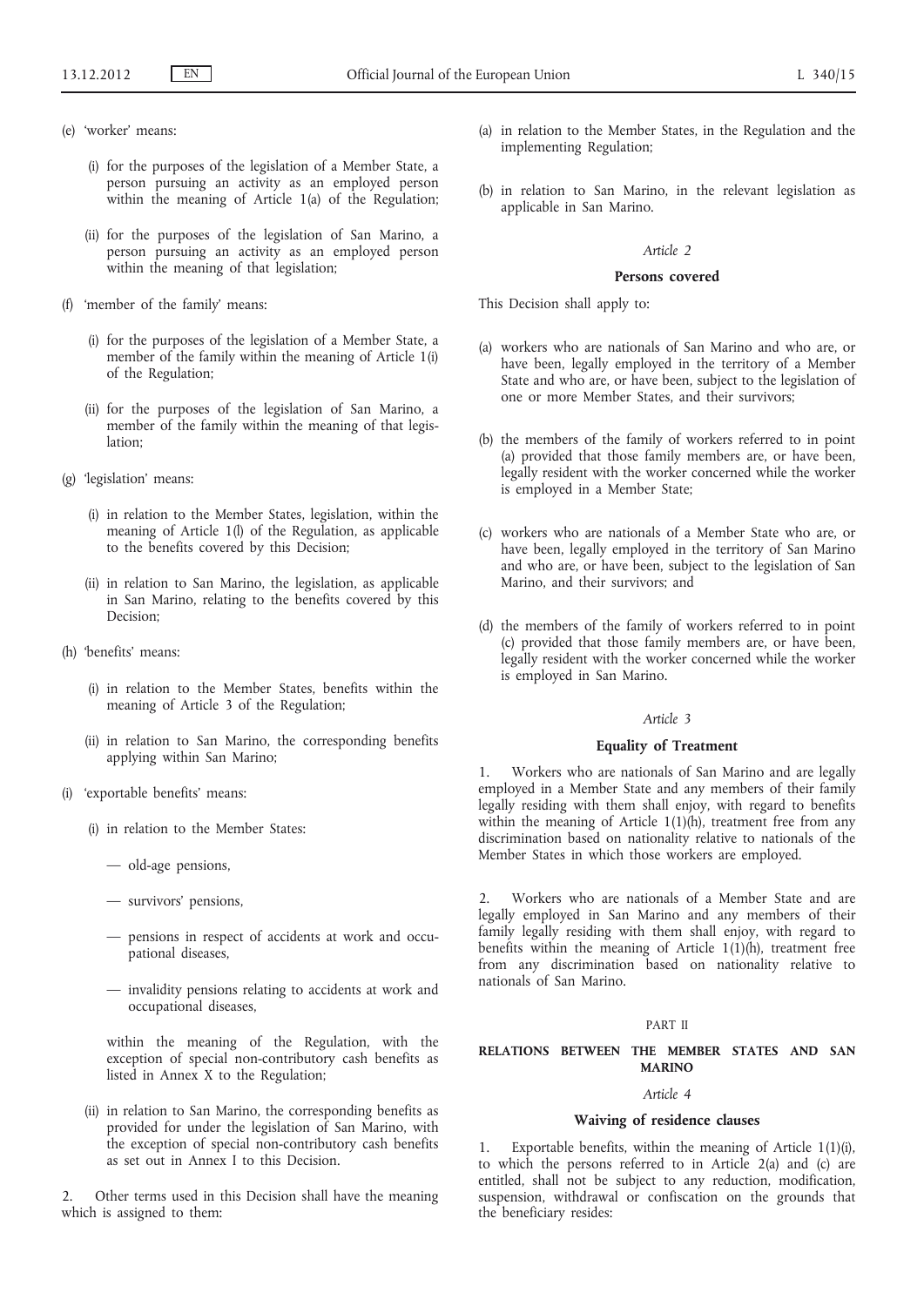(e) 'worker' means:

(i) for the purposes of the legislation of a Member State, a person pursuing an activity as an employed person within the meaning of Article 1(a) of the Regulation;

(ii) for the purposes of the legislation of San Marino, a person pursuing an activity as an employed person within the meaning of that legislation;

(f) 'member of the family' means:

(i) for the purposes of the legislation of a Member State, a member of the family within the meaning of Article 1(i) of the Regulation;

(ii) for the purposes of the legislation of San Marino, a member of the family within the meaning of that legislation;

(g) 'legislation' means:

(i) in relation to the Member States, legislation, within the meaning of Article 1(l) of the Regulation, as applicable to the benefits covered by this Decision;

(ii) in relation to San Marino, the legislation, as applicable in San Marino, relating to the benefits covered by this Decision;

(h) 'benefits' means:

(i) in relation to the Member States, benefits within the meaning of Article 3 of the Regulation;

(ii) in relation to San Marino, the corresponding benefits applying within San Marino;

(i) 'exportable benefits' means:

(i) in relation to the Member States:

— old-age pensions,

— survivors' pensions,

— pensions in respect of accidents at work and occupational diseases,

— invalidity pensions relating to accidents at work and occupational diseases,

within the meaning of the Regulation, with the exception of special non-contributory cash benefits as listed in Annex X to the Regulation;

(ii) in relation to San Marino, the corresponding benefits as provided for under the legislation of San Marino, with the exception of special non-contributory cash benefits as set out in Annex I to this Decision.

2. Other terms used in this Decision shall have the meaning which is assigned to them:

(a) in relation to the Member States, in the Regulation and the implementing Regulation;

(b) in relation to San Marino, in the relevant legislation as applicable in San Marino.

*Article 2*

**Persons covered**

This Decision shall apply to:

(a) workers who are nationals of San Marino and who are, or have been, legally employed in the territory of a Member State and who are, or have been, subject to the legislation of one or more Member States, and their survivors;

(b) the members of the family of workers referred to in point (a) provided that those family members are, or have been, legally resident with the worker concerned while the worker is employed in a Member State;

(c) workers who are nationals of a Member State who are, or have been, legally employed in the territory of San Marino and who are, or have been, subject to the legislation of San Marino, and their survivors; and

(d) the members of the family of workers referred to in point (c) provided that those family members are, or have been, legally resident with the worker concerned while the worker is employed in San Marino.

*Article 3*

**Equality of Treatment**

1. Workers who are nationals of San Marino and are legally employed in a Member State and any members of their family legally residing with them shall enjoy, with regard to benefits within the meaning of Article 1(1)(h), treatment free from any discrimination based on nationality relative to nationals of the Member States in which those workers are employed.

2. Workers who are nationals of a Member State and are legally employed in San Marino and any members of their family legally residing with them shall enjoy, with regard to benefits within the meaning of Article 1(1)(h), treatment free from any discrimination based on nationality relative to nationals of San Marino.

PART II

**RELATIONS BETWEEN THE MEMBER STATES AND SAN MARINO**

*Article 4*

**Waiving of residence clauses**

1. Exportable benefits, within the meaning of Article 1(1)(i), to which the persons referred to in Article 2(a) and (c) are entitled, shall not be subject to any reduction, modification, suspension, withdrawal or confiscation on the grounds that the beneficiary resides: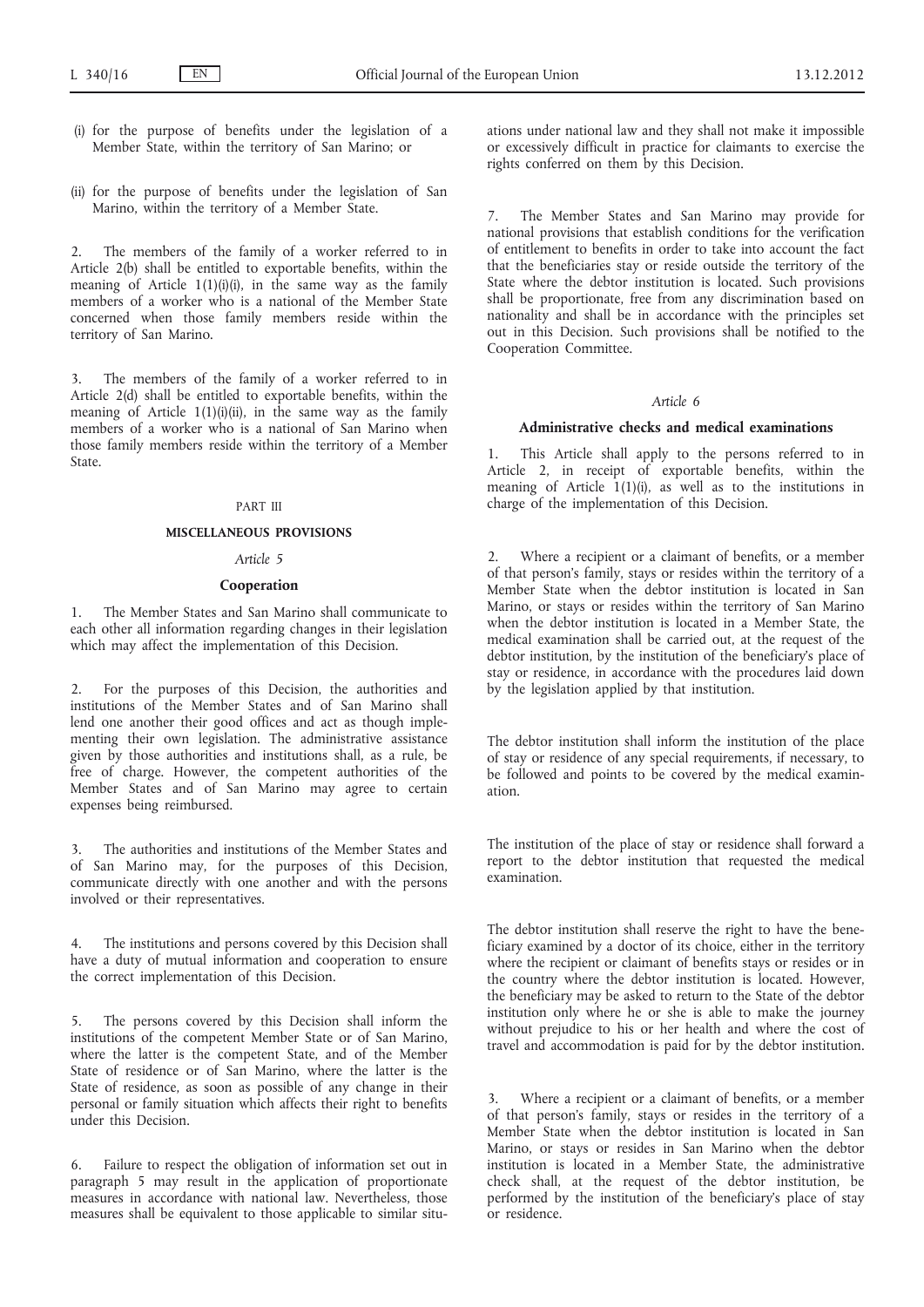(i) for the purpose of benefits under the legislation of a Member State, within the territory of San Marino; or

(ii) for the purpose of benefits under the legislation of San Marino, within the territory of a Member State.

2. The members of the family of a worker referred to in Article 2(b) shall be entitled to exportable benefits, within the meaning of Article 1(1)(i)(i), in the same way as the family members of a worker who is a national of the Member State concerned when those family members reside within the territory of San Marino.

3. The members of the family of a worker referred to in Article 2(d) shall be entitled to exportable benefits, within the meaning of Article 1(1)(i)(ii), in the same way as the family members of a worker who is a national of San Marino when those family members reside within the territory of a Member State.

PART III

## MISCELLANEOUS PROVISIONS

*Article 5*

### Cooperation

1. The Member States and San Marino shall communicate to each other all information regarding changes in their legislation which may affect the implementation of this Decision.

2. For the purposes of this Decision, the authorities and institutions of the Member States and of San Marino shall lend one another their good offices and act as though implementing their own legislation. The administrative assistance given by those authorities and institutions shall, as a rule, be free of charge. However, the competent authorities of the Member States and of San Marino may agree to certain expenses being reimbursed.

3. The authorities and institutions of the Member States and of San Marino may, for the purposes of this Decision, communicate directly with one another and with the persons involved or their representatives.

4. The institutions and persons covered by this Decision shall have a duty of mutual information and cooperation to ensure the correct implementation of this Decision.

5. The persons covered by this Decision shall inform the institutions of the competent Member State or of San Marino, where the latter is the competent State, and of the Member State of residence or of San Marino, where the latter is the State of residence, as soon as possible of any change in their personal or family situation which affects their right to benefits under this Decision.

6. Failure to respect the obligation of information set out in paragraph 5 may result in the application of proportionate measures in accordance with national law. Nevertheless, those measures shall be equivalent to those applicable to similar situations under national law and they shall not make it impossible or excessively difficult in practice for claimants to exercise the rights conferred on them by this Decision.

7. The Member States and San Marino may provide for national provisions that establish conditions for the verification of entitlement to benefits in order to take into account the fact that the beneficiaries stay or reside outside the territory of the State where the debtor institution is located. Such provisions shall be proportionate, free from any discrimination based on nationality and shall be in accordance with the principles set out in this Decision. Such provisions shall be notified to the Cooperation Committee.

*Article 6*

### Administrative checks and medical examinations

1. This Article shall apply to the persons referred to in Article 2, in receipt of exportable benefits, within the meaning of Article 1(1)(i), as well as to the institutions in charge of the implementation of this Decision.

2. Where a recipient or a claimant of benefits, or a member of that person's family, stays or resides within the territory of a Member State when the debtor institution is located in San Marino, or stays or resides within the territory of San Marino when the debtor institution is located in a Member State, the medical examination shall be carried out, at the request of the debtor institution, by the institution of the beneficiary's place of stay or residence, in accordance with the procedures laid down by the legislation applied by that institution.

The debtor institution shall inform the institution of the place of stay or residence of any special requirements, if necessary, to be followed and points to be covered by the medical examination.

The institution of the place of stay or residence shall forward a report to the debtor institution that requested the medical examination.

The debtor institution shall reserve the right to have the beneficiary examined by a doctor of its choice, either in the territory where the recipient or claimant of benefits stays or resides or in the country where the debtor institution is located. However, the beneficiary may be asked to return to the State of the debtor institution only where he or she is able to make the journey without prejudice to his or her health and where the cost of travel and accommodation is paid for by the debtor institution.

3. Where a recipient or a claimant of benefits, or a member of that person's family, stays or resides in the territory of a Member State when the debtor institution is located in San Marino, or stays or resides in San Marino when the debtor institution is located in a Member State, the administrative check shall, at the request of the debtor institution, be performed by the institution of the beneficiary's place of stay or residence.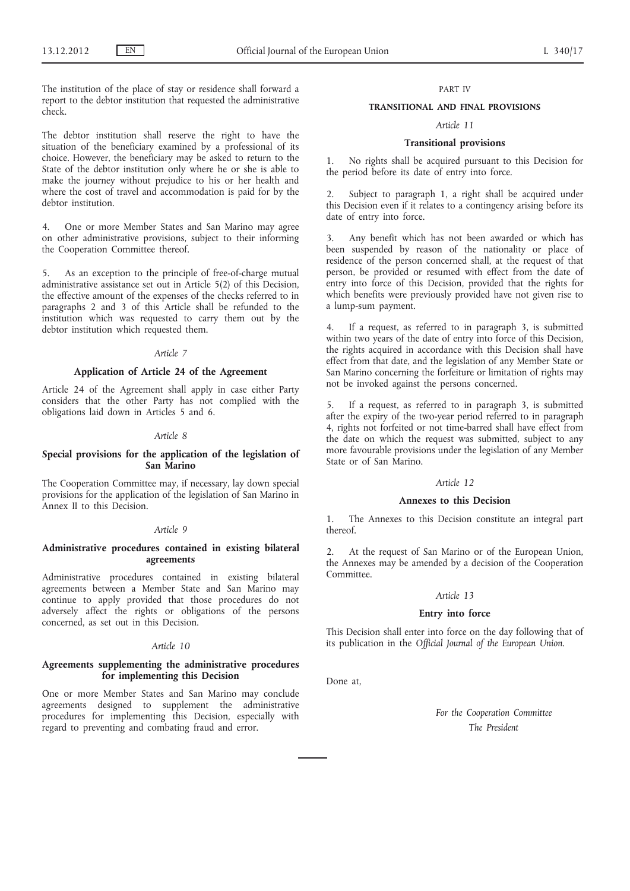The institution of the place of stay or residence shall forward a report to the debtor institution that requested the administrative check.

The debtor institution shall reserve the right to have the situation of the beneficiary examined by a professional of its choice. However, the beneficiary may be asked to return to the State of the debtor institution only where he or she is able to make the journey without prejudice to his or her health and where the cost of travel and accommodation is paid for by the debtor institution.

4. One or more Member States and San Marino may agree on other administrative provisions, subject to their informing the Cooperation Committee thereof.

5. As an exception to the principle of free-of-charge mutual administrative assistance set out in Article 5(2) of this Decision, the effective amount of the expenses of the checks referred to in paragraphs 2 and 3 of this Article shall be refunded to the institution which was requested to carry them out by the debtor institution which requested them.

*Article 7*

**Application of Article 24 of the Agreement**

Article 24 of the Agreement shall apply in case either Party considers that the other Party has not complied with the obligations laid down in Articles 5 and 6.

*Article 8*

**Special provisions for the application of the legislation of San Marino**

The Cooperation Committee may, if necessary, lay down special provisions for the application of the legislation of San Marino in Annex II to this Decision.

*Article 9*

**Administrative procedures contained in existing bilateral agreements**

Administrative procedures contained in existing bilateral agreements between a Member State and San Marino may continue to apply provided that those procedures do not adversely affect the rights or obligations of the persons concerned, as set out in this Decision.

*Article 10*

**Agreements supplementing the administrative procedures for implementing this Decision**

One or more Member States and San Marino may conclude agreements designed to supplement the administrative procedures for implementing this Decision, especially with regard to preventing and combating fraud and error.

PART IV

**TRANSITIONAL AND FINAL PROVISIONS**

*Article 11*

**Transitional provisions**

1. No rights shall be acquired pursuant to this Decision for the period before its date of entry into force.

2. Subject to paragraph 1, a right shall be acquired under this Decision even if it relates to a contingency arising before its date of entry into force.

3. Any benefit which has not been awarded or which has been suspended by reason of the nationality or place of residence of the person concerned shall, at the request of that person, be provided or resumed with effect from the date of entry into force of this Decision, provided that the rights for which benefits were previously provided have not given rise to a lump-sum payment.

4. If a request, as referred to in paragraph 3, is submitted within two years of the date of entry into force of this Decision, the rights acquired in accordance with this Decision shall have effect from that date, and the legislation of any Member State or San Marino concerning the forfeiture or limitation of rights may not be invoked against the persons concerned.

5. If a request, as referred to in paragraph 3, is submitted after the expiry of the two-year period referred to in paragraph 4, rights not forfeited or not time-barred shall have effect from the date on which the request was submitted, subject to any more favourable provisions under the legislation of any Member State or of San Marino.

*Article 12*

**Annexes to this Decision**

1. The Annexes to this Decision constitute an integral part thereof.

2. At the request of San Marino or of the European Union, the Annexes may be amended by a decision of the Cooperation Committee.

*Article 13*

**Entry into force**

This Decision shall enter into force on the day following that of its publication in the *Official Journal of the European Union*.

Done at,

*For the Cooperation Committee*

*The President*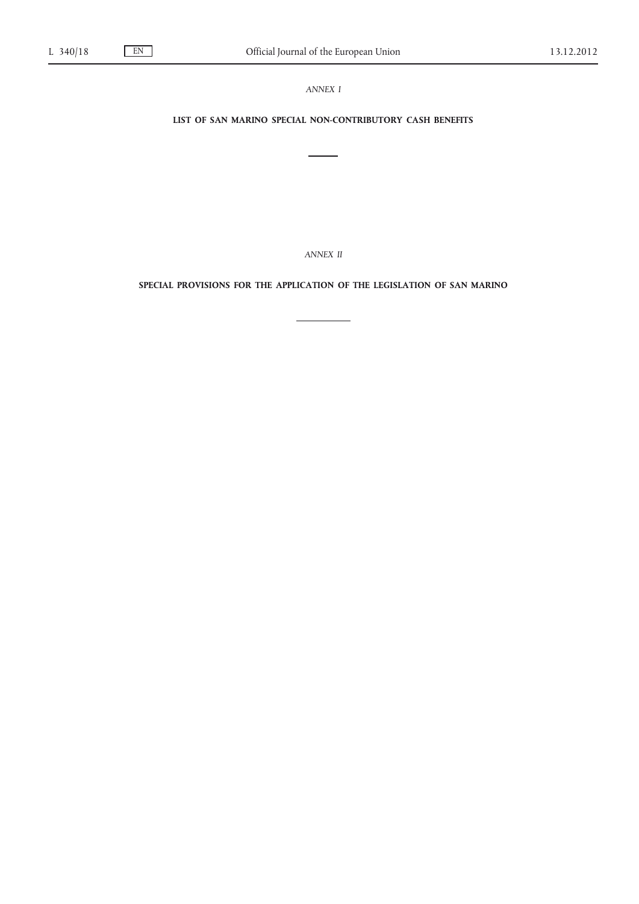*ANNEX I*

**LIST OF SAN MARINO SPECIAL NON-CONTRIBUTORY CASH BENEFITS**

---

*ANNEX II*

**SPECIAL PROVISIONS FOR THE APPLICATION OF THE LEGISLATION OF SAN MARINO**

---